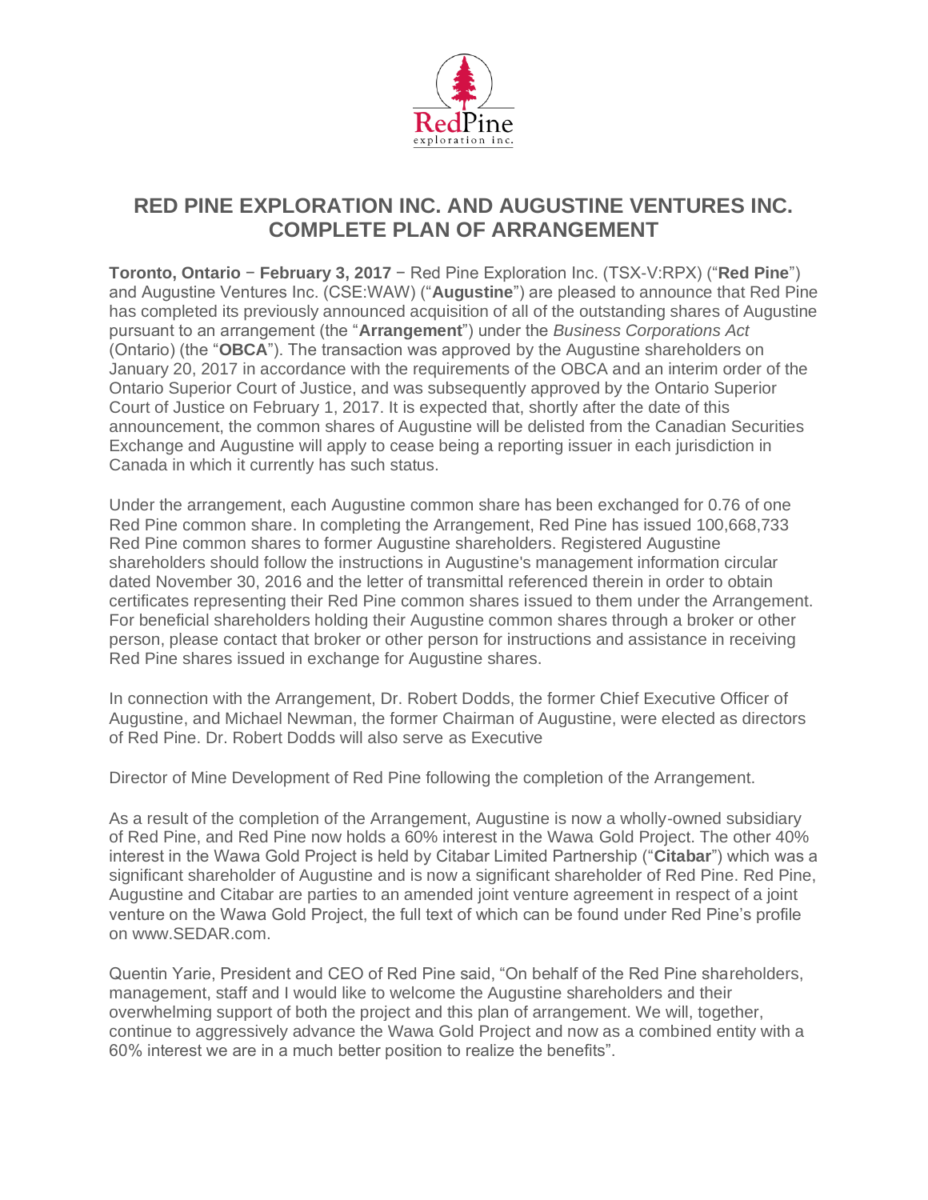# RED PINE EXPLORATION INC. AND AUGUSTINE VENTURES INC. COMPLETE PLAN OF ARRANGEMENT

**Toronto, Ontario − February 3, 2017** − Red Pine Exploration Inc. (TSX-V:RPX) ("**Red Pine**") and Augustine Ventures Inc. (CSE:WAW) ("**Augustine**") are pleased to announce that Red Pine has completed its previously announced acquisition of all of the outstanding shares of Augustine pursuant to an arrangement (the "**Arrangement**") under the *Business Corporations Act* (Ontario) (the "**OBCA**"). The transaction was approved by the Augustine shareholders on January 20, 2017 in accordance with the requirements of the OBCA and an interim order of the Ontario Superior Court of Justice, and was subsequently approved by the Ontario Superior Court of Justice on February 1, 2017. It is expected that, shortly after the date of this announcement, the common shares of Augustine will be delisted from the Canadian Securities Exchange and Augustine will apply to cease being a reporting issuer in each jurisdiction in Canada in which it currently has such status.

Under the arrangement, each Augustine common share has been exchanged for 0.76 of one Red Pine common share. In completing the Arrangement, Red Pine has issued 100,668,733 Red Pine common shares to former Augustine shareholders. Registered Augustine shareholders should follow the instructions in Augustine's management information circular dated November 30, 2016 and the letter of transmittal referenced therein in order to obtain certificates representing their Red Pine common shares issued to them under the Arrangement. For beneficial shareholders holding their Augustine common shares through a broker or other person, please contact that broker or other person for instructions and assistance in receiving Red Pine shares issued in exchange for Augustine shares.

In connection with the Arrangement, Dr. Robert Dodds, the former Chief Executive Officer of Augustine, and Michael Newman, the former Chairman of Augustine, were elected as directors of Red Pine. Dr. Robert Dodds will also serve as Executive

Director of Mine Development of Red Pine following the completion of the Arrangement.

As a result of the completion of the Arrangement, Augustine is now a wholly-owned subsidiary of Red Pine, and Red Pine now holds a 60% interest in the Wawa Gold Project. The other 40% interest in the Wawa Gold Project is held by Citabar Limited Partnership ("**Citabar**") which was a significant shareholder of Augustine and is now a significant shareholder of Red Pine. Red Pine, Augustine and Citabar are parties to an amended joint venture agreement in respect of a joint venture on the Wawa Gold Project, the full text of which can be found under Red Pine's profile on www.SEDAR.com.

Quentin Yarie, President and CEO of Red Pine said, "On behalf of the Red Pine shareholders, management, staff and I would like to welcome the Augustine shareholders and their overwhelming support of both the project and this plan of arrangement. We will, together, continue to aggressively advance the Wawa Gold Project and now as a combined entity with a 60% interest we are in a much better position to realize the benefits".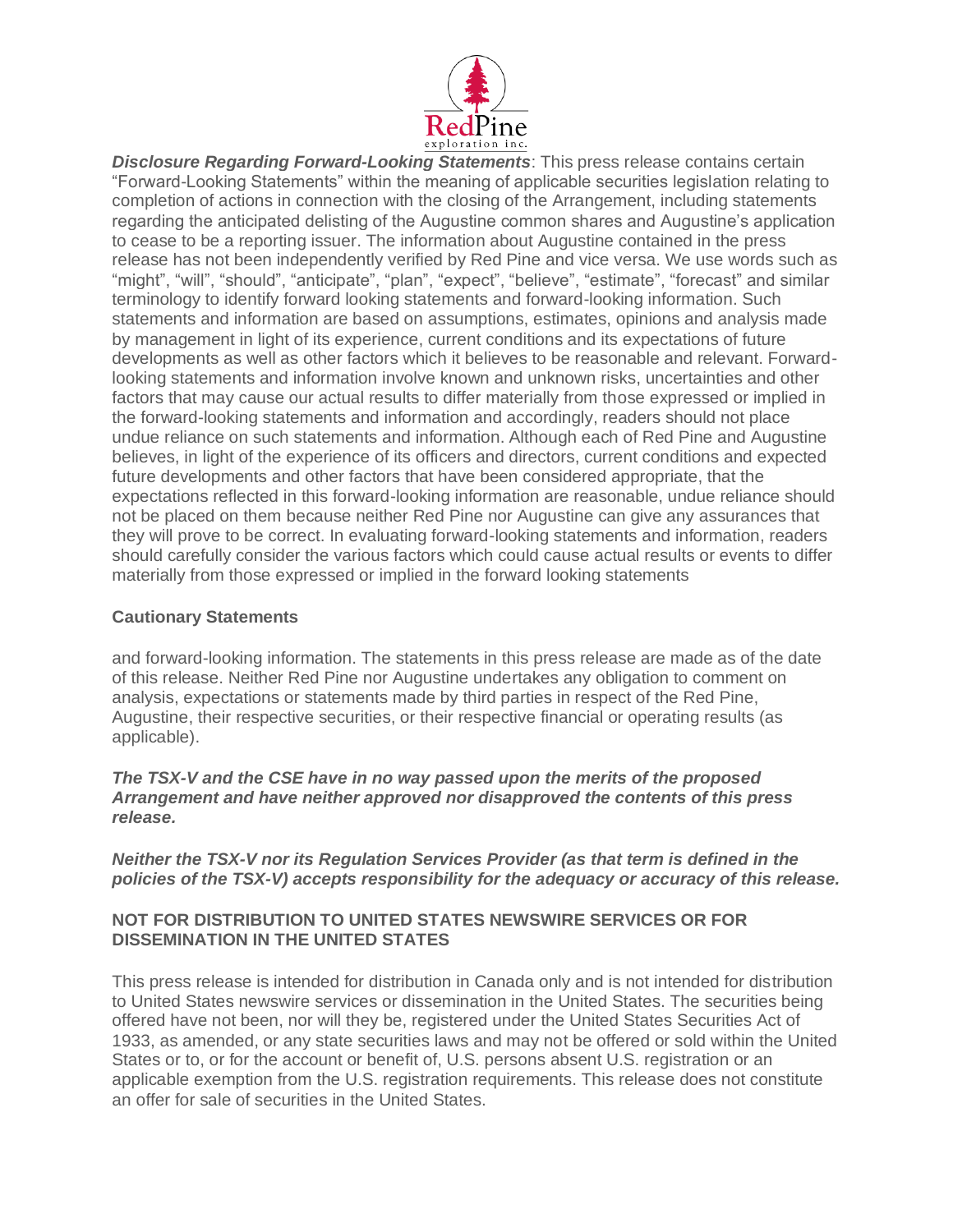***Disclosure Regarding Forward-Looking Statements***: This press release contains certain "Forward-Looking Statements" within the meaning of applicable securities legislation relating to completion of actions in connection with the closing of the Arrangement, including statements regarding the anticipated delisting of the Augustine common shares and Augustine's application to cease to be a reporting issuer. The information about Augustine contained in the press release has not been independently verified by Red Pine and vice versa. We use words such as "might", "will", "should", "anticipate", "plan", "expect", "believe", "estimate", "forecast" and similar terminology to identify forward looking statements and forward-looking information. Such statements and information are based on assumptions, estimates, opinions and analysis made by management in light of its experience, current conditions and its expectations of future developments as well as other factors which it believes to be reasonable and relevant. Forward-looking statements and information involve known and unknown risks, uncertainties and other factors that may cause our actual results to differ materially from those expressed or implied in the forward-looking statements and information and accordingly, readers should not place undue reliance on such statements and information. Although each of Red Pine and Augustine believes, in light of the experience of its officers and directors, current conditions and expected future developments and other factors that have been considered appropriate, that the expectations reflected in this forward-looking information are reasonable, undue reliance should not be placed on them because neither Red Pine nor Augustine can give any assurances that they will prove to be correct. In evaluating forward-looking statements and information, readers should carefully consider the various factors which could cause actual results or events to differ materially from those expressed or implied in the forward looking statements

**Cautionary Statements**

and forward-looking information. The statements in this press release are made as of the date of this release. Neither Red Pine nor Augustine undertakes any obligation to comment on analysis, expectations or statements made by third parties in respect of the Red Pine, Augustine, their respective securities, or their respective financial or operating results (as applicable).

***The TSX-V and the CSE have in no way passed upon the merits of the proposed Arrangement and have neither approved nor disapproved the contents of this press release.***

***Neither the TSX-V nor its Regulation Services Provider (as that term is defined in the policies of the TSX-V) accepts responsibility for the adequacy or accuracy of this release.***

**NOT FOR DISTRIBUTION TO UNITED STATES NEWSWIRE SERVICES OR FOR DISSEMINATION IN THE UNITED STATES**

This press release is intended for distribution in Canada only and is not intended for distribution to United States newswire services or dissemination in the United States. The securities being offered have not been, nor will they be, registered under the United States Securities Act of 1933, as amended, or any state securities laws and may not be offered or sold within the United States or to, or for the account or benefit of, U.S. persons absent U.S. registration or an applicable exemption from the U.S. registration requirements. This release does not constitute an offer for sale of securities in the United States.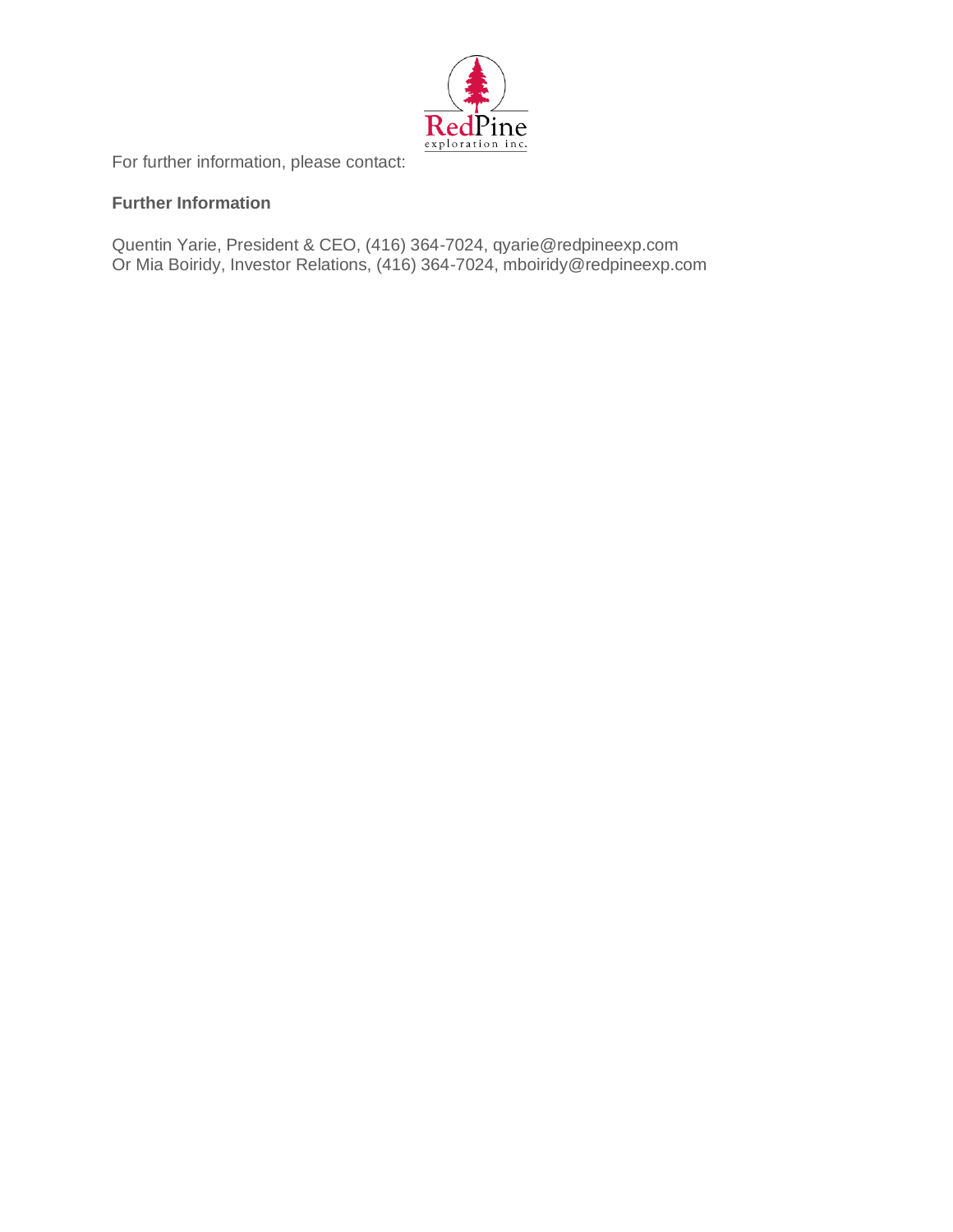For further information, please contact:

**Further Information**

Quentin Yarie, President & CEO, (416) 364-7024, qyarie@redpineexp.com
Or Mia Boiridy, Investor Relations, (416) 364-7024, mboiridy@redpineexp.com